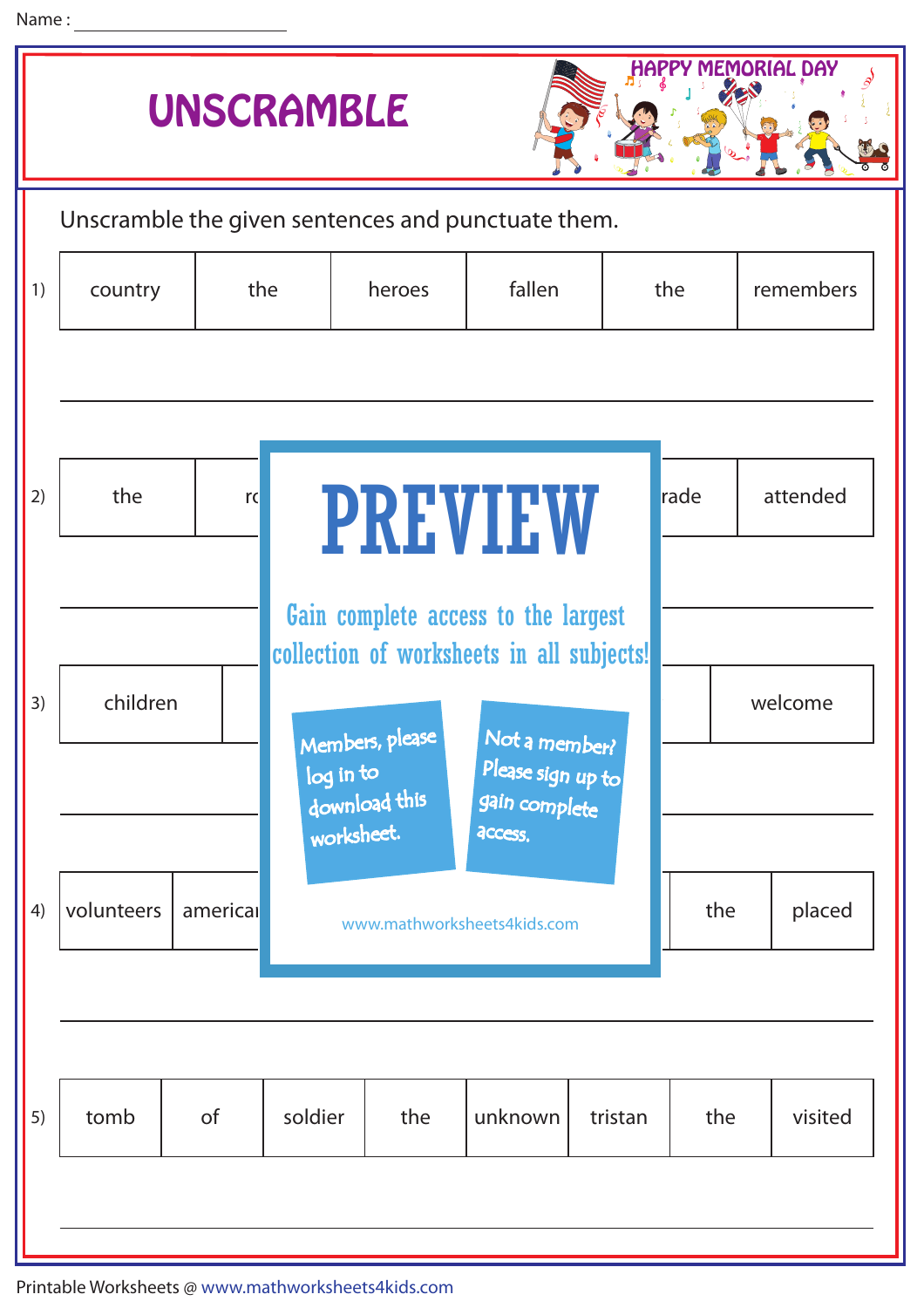Name : ____________________

# UNSCRAMBLE

HAPPY MEMORIAL DAY

Unscramble the given sentences and punctuate them.

1)

| | | | | | |
|---|---|---|---|---|---|
| country | the | heroes | fallen | the | remembers |

____________________________________________

2)

| | | | | | |
|---|---|---|---|---|---|
| the | ro | | | rade | attended |

____________________________________________

3)

| | | | | |
|---|---|---|---|---|
| children | | | | welcome |

____________________________________________

4)

| | | | | |
|---|---|---|---|---|
| volunteers | americai | | the | placed |

____________________________________________

5)

| | | | | | | | |
|---|---|---|---|---|---|---|---|
| tomb | of | soldier | the | unknown | tristan | the | visited |

____________________________________________

PREVIEW

Gain complete access to the largest collection of worksheets in all subjects!

Members, please log in to download this worksheet.

Not a member? Please sign up to gain complete access.

www.mathworksheets4kids.com

Printable Worksheets @ www.mathworksheets4kids.com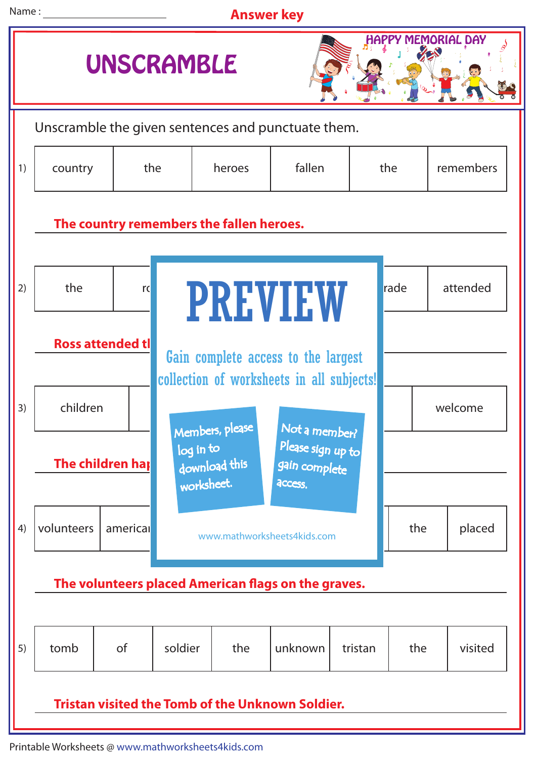Name : ____________________ **Answer key**

# UNSCRAMBLE

HAPPY MEMORIAL DAY

Unscramble the given sentences and punctuate them.

1)

| | | | | | |
|---|---|---|---|---|---|
| country | the | heroes | fallen | the | remembers |

**The country remembers the fallen heroes.**

2)

| | | | | | |
|---|---|---|---|---|---|
| the | ro | | | rade | attended |

**Ross attended tl**

3)

| | | | |
|---|---|---|---|
| children | | | welcome |

**The children hap**

4)

| | | | | |
|---|---|---|---|---|
| volunteers | americar | | the | placed |

**The volunteers placed American flags on the graves.**

5)

| | | | | | | | |
|---|---|---|---|---|---|---|---|
| tomb | of | soldier | the | unknown | tristan | the | visited |

**Tristan visited the Tomb of the Unknown Soldier.**

PREVIEW

Gain complete access to the largest collection of worksheets in all subjects!

Members, please log in to download this worksheet.

Not a member? Please sign up to gain complete access.

www.mathworksheets4kids.com

Printable Worksheets @ www.mathworksheets4kids.com